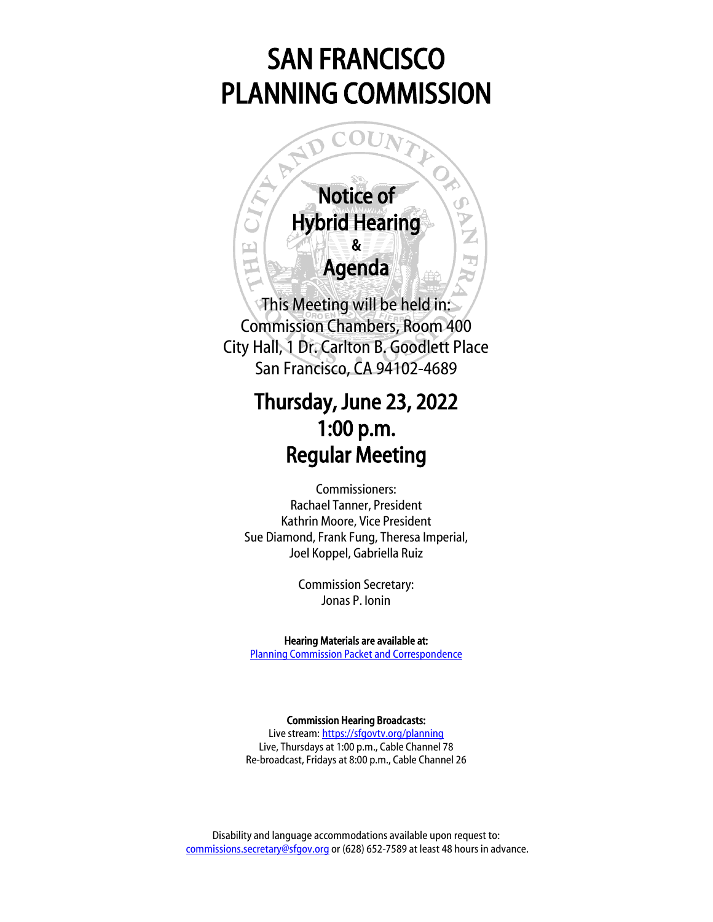# SAN FRANCISCO PLANNING COMMISSION

## Notice of Hybrid Hearing & Agenda

This Meeting will be held in:
Commission Chambers, Room 400
City Hall, 1 Dr. Carlton B. Goodlett Place
San Francisco, CA 94102-4689

## Thursday, June 23, 2022
## 1:00 p.m.
## Regular Meeting

Commissioners:
Rachael Tanner, President
Kathrin Moore, Vice President
Sue Diamond, Frank Fung, Theresa Imperial,
Joel Koppel, Gabriella Ruiz

Commission Secretary:
Jonas P. Ionin

**Hearing Materials are available at:**
[Planning Commission Packet and Correspondence]()

**Commission Hearing Broadcasts:**
Live stream: [https://sfgovtv.org/planning](https://sfgovtv.org/planning)
Live, Thursdays at 1:00 p.m., Cable Channel 78
Re-broadcast, Fridays at 8:00 p.m., Cable Channel 26

Disability and language accommodations available upon request to:
[commissions.secretary@sfgov.org](mailto:commissions.secretary@sfgov.org) or (628) 652-7589 at least 48 hours in advance.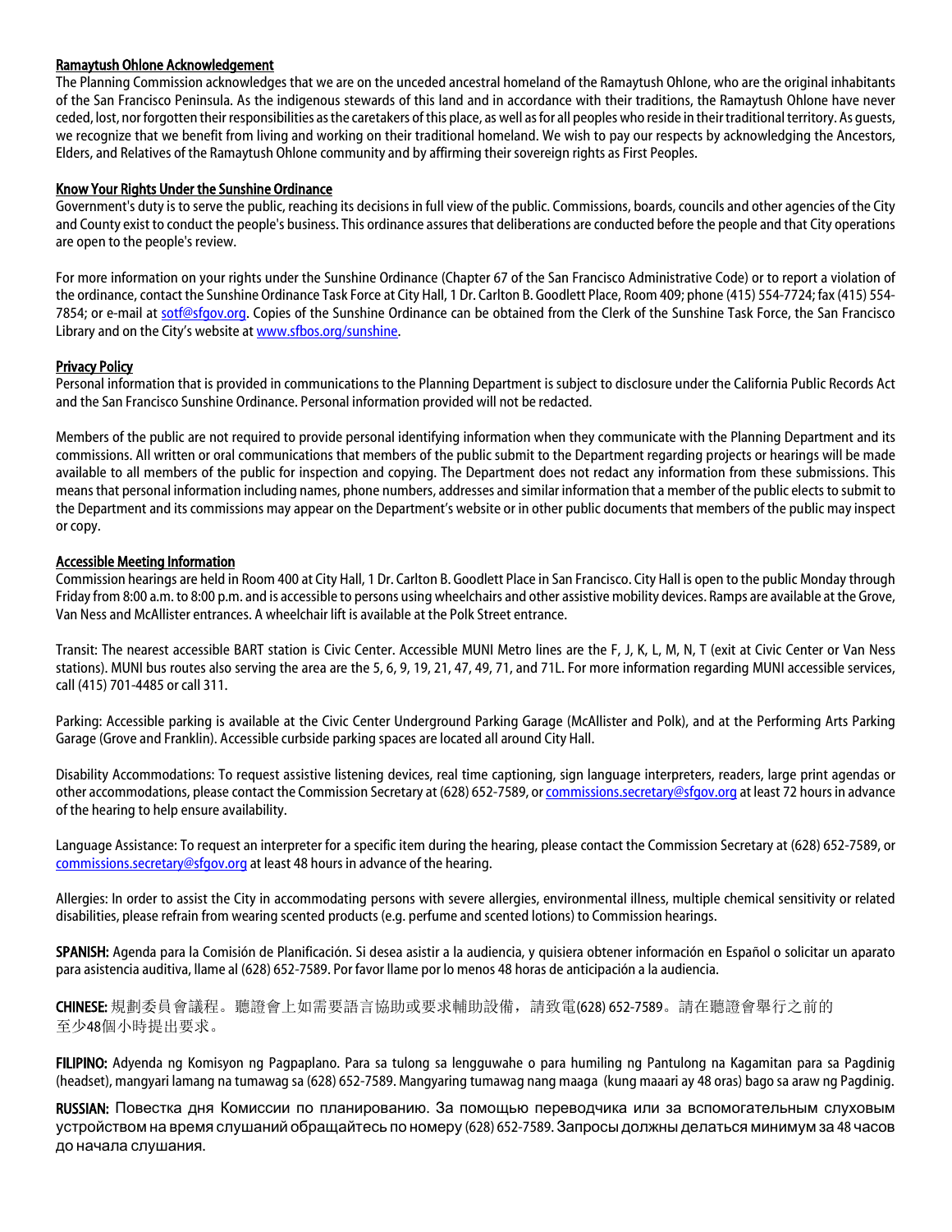## Ramaytush Ohlone Acknowledgement

The Planning Commission acknowledges that we are on the unceded ancestral homeland of the Ramaytush Ohlone, who are the original inhabitants of the San Francisco Peninsula. As the indigenous stewards of this land and in accordance with their traditions, the Ramaytush Ohlone have never ceded, lost, nor forgotten their responsibilities as the caretakers of this place, as well as for all peoples who reside in their traditional territory. As guests, we recognize that we benefit from living and working on their traditional homeland. We wish to pay our respects by acknowledging the Ancestors, Elders, and Relatives of the Ramaytush Ohlone community and by affirming their sovereign rights as First Peoples.

## Know Your Rights Under the Sunshine Ordinance

Government's duty is to serve the public, reaching its decisions in full view of the public. Commissions, boards, councils and other agencies of the City and County exist to conduct the people's business. This ordinance assures that deliberations are conducted before the people and that City operations are open to the people's review.

For more information on your rights under the Sunshine Ordinance (Chapter 67 of the San Francisco Administrative Code) or to report a violation of the ordinance, contact the Sunshine Ordinance Task Force at City Hall, 1 Dr. Carlton B. Goodlett Place, Room 409; phone (415) 554-7724; fax (415) 554-7854; or e-mail at sotf@sfgov.org. Copies of the Sunshine Ordinance can be obtained from the Clerk of the Sunshine Task Force, the San Francisco Library and on the City's website at www.sfbos.org/sunshine.

## Privacy Policy

Personal information that is provided in communications to the Planning Department is subject to disclosure under the California Public Records Act and the San Francisco Sunshine Ordinance. Personal information provided will not be redacted.

Members of the public are not required to provide personal identifying information when they communicate with the Planning Department and its commissions. All written or oral communications that members of the public submit to the Department regarding projects or hearings will be made available to all members of the public for inspection and copying. The Department does not redact any information from these submissions. This means that personal information including names, phone numbers, addresses and similar information that a member of the public elects to submit to the Department and its commissions may appear on the Department's website or in other public documents that members of the public may inspect or copy.

## Accessible Meeting Information

Commission hearings are held in Room 400 at City Hall, 1 Dr. Carlton B. Goodlett Place in San Francisco. City Hall is open to the public Monday through Friday from 8:00 a.m. to 8:00 p.m. and is accessible to persons using wheelchairs and other assistive mobility devices. Ramps are available at the Grove, Van Ness and McAllister entrances. A wheelchair lift is available at the Polk Street entrance.

Transit: The nearest accessible BART station is Civic Center. Accessible MUNI Metro lines are the F, J, K, L, M, N, T (exit at Civic Center or Van Ness stations). MUNI bus routes also serving the area are the 5, 6, 9, 19, 21, 47, 49, 71, and 71L. For more information regarding MUNI accessible services, call (415) 701-4485 or call 311.

Parking: Accessible parking is available at the Civic Center Underground Parking Garage (McAllister and Polk), and at the Performing Arts Parking Garage (Grove and Franklin). Accessible curbside parking spaces are located all around City Hall.

Disability Accommodations: To request assistive listening devices, real time captioning, sign language interpreters, readers, large print agendas or other accommodations, please contact the Commission Secretary at (628) 652-7589, or commissions.secretary@sfgov.org at least 72 hours in advance of the hearing to help ensure availability.

Language Assistance: To request an interpreter for a specific item during the hearing, please contact the Commission Secretary at (628) 652-7589, or commissions.secretary@sfgov.org at least 48 hours in advance of the hearing.

Allergies: In order to assist the City in accommodating persons with severe allergies, environmental illness, multiple chemical sensitivity or related disabilities, please refrain from wearing scented products (e.g. perfume and scented lotions) to Commission hearings.

**SPANISH:** Agenda para la Comisión de Planificación. Si desea asistir a la audiencia, y quisiera obtener información en Español o solicitar un aparato para asistencia auditiva, llame al (628) 652-7589. Por favor llame por lo menos 48 horas de anticipación a la audiencia.

**CHINESE:** 規劃委員會議程。聽證會上如需要語言協助或要求輔助設備，請致電(628) 652-7589。請在聽證會舉行之前的至少48個小時提出要求。

**FILIPINO:** Adyenda ng Komisyon ng Pagpaplano. Para sa tulong sa lengguwahe o para humiling ng Pantulong na Kagamitan para sa Pagdinig (headset), mangyari lamang na tumawag sa (628) 652-7589. Mangyaring tumawag nang maaga (kung maaari ay 48 oras) bago sa araw ng Pagdinig.

**RUSSIAN:** Повестка дня Комиссии по планированию. За помощью переводчика или за вспомогательным слуховым устройством на время слушаний обращайтесь по номеру (628) 652-7589. Запросы должны делаться минимум за 48 часов до начала слушания.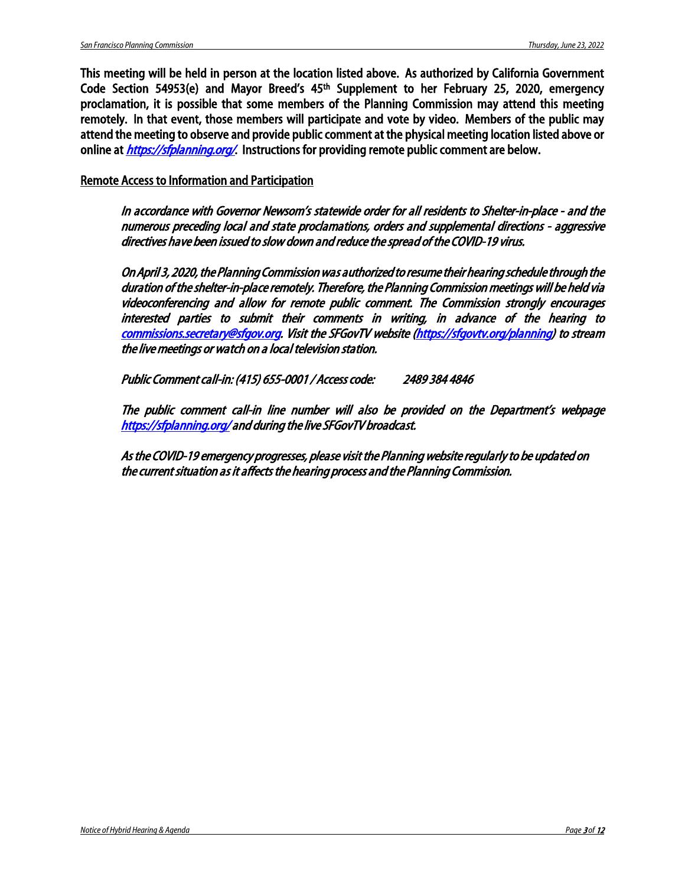**This meeting will be held in person at the location listed above. As authorized by California Government Code Section 54953(e) and Mayor Breed's 45th Supplement to her February 25, 2020, emergency proclamation, it is possible that some members of the Planning Commission may attend this meeting remotely. In that event, those members will participate and vote by video. Members of the public may attend the meeting to observe and provide public comment at the physical meeting location listed above or online at [https://sfplanning.org/](https://sfplanning.org/). Instructions for providing remote public comment are below.**

## Remote Access to Information and Participation

*In accordance with Governor Newsom's statewide order for all residents to Shelter-in-place - and the numerous preceding local and state proclamations, orders and supplemental directions - aggressive directives have been issued to slow down and reduce the spread of the COVID-19 virus.*

*On April 3, 2020, the Planning Commission was authorized to resume their hearing schedule through the duration of the shelter-in-place remotely. Therefore, the Planning Commission meetings will be held via videoconferencing and allow for remote public comment. The Commission strongly encourages interested parties to submit their comments in writing, in advance of the hearing to [commissions.secretary@sfgov.org](mailto:commissions.secretary@sfgov.org). Visit the SFGovTV website ([https://sfgovtv.org/planning](https://sfgovtv.org/planning)) to stream the live meetings or watch on a local television station.*

*Public Comment call-in: (415) 655-0001 / Access code: 2489 384 4846*

*The public comment call-in line number will also be provided on the Department's webpage [https://sfplanning.org/](https://sfplanning.org/) and during the live SFGovTV broadcast.*

*As the COVID-19 emergency progresses, please visit the Planning website regularly to be updated on the current situation as it affects the hearing process and the Planning Commission.*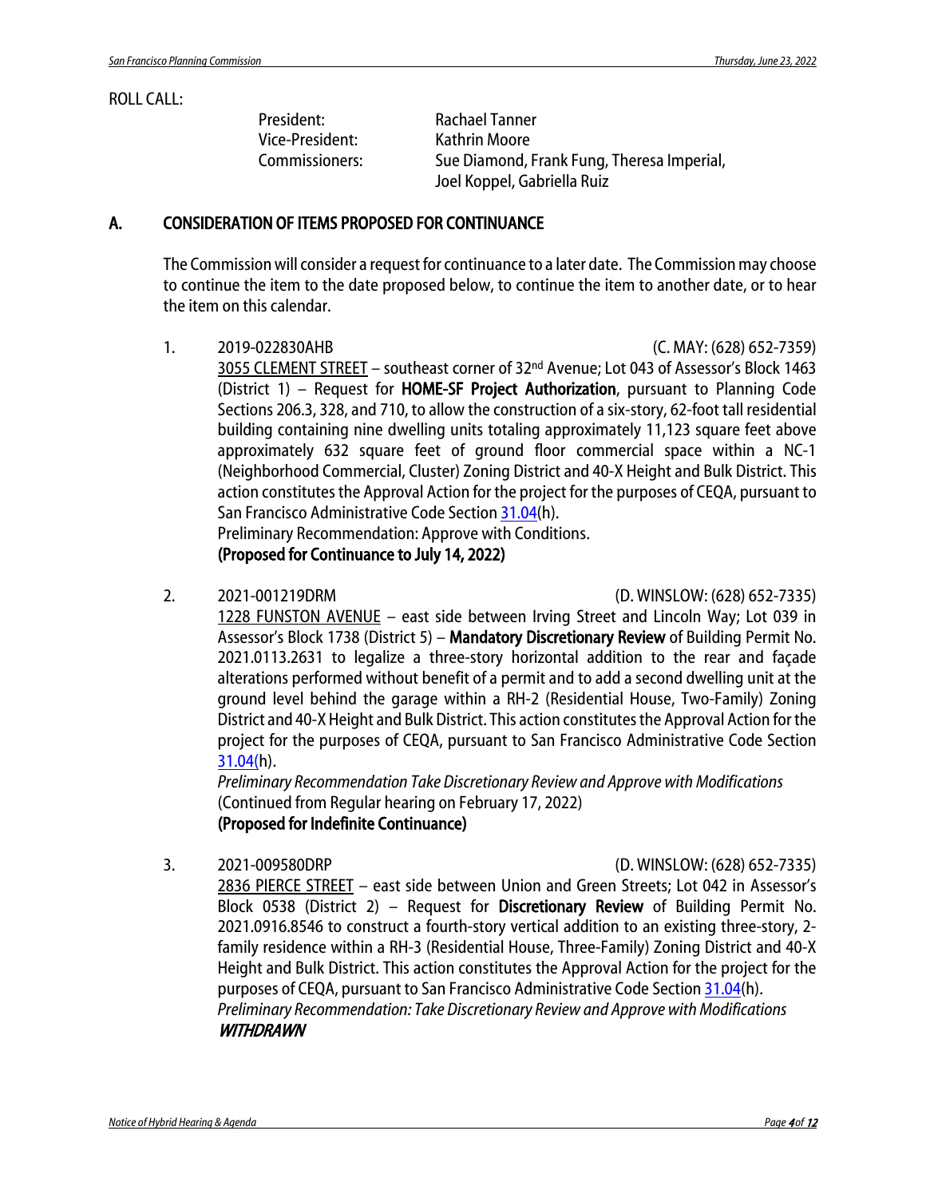ROLL CALL:

| | |
|---|---|
| President: | Rachael Tanner |
| Vice-President: | Kathrin Moore |
| Commissioners: | Sue Diamond, Frank Fung, Theresa Imperial, Joel Koppel, Gabriella Ruiz |

## A. CONSIDERATION OF ITEMS PROPOSED FOR CONTINUANCE

The Commission will consider a request for continuance to a later date. The Commission may choose to continue the item to the date proposed below, to continue the item to another date, or to hear the item on this calendar.

1. 2019-022830AHB (C. MAY: (628) 652-7359)
   <u>3055 CLEMENT STREET</u> – southeast corner of 32nd Avenue; Lot 043 of Assessor's Block 1463 (District 1) – Request for **HOME-SF Project Authorization**, pursuant to Planning Code Sections 206.3, 328, and 710, to allow the construction of a six-story, 62-foot tall residential building containing nine dwelling units totaling approximately 11,123 square feet above approximately 632 square feet of ground floor commercial space within a NC-1 (Neighborhood Commercial, Cluster) Zoning District and 40-X Height and Bulk District. This action constitutes the Approval Action for the project for the purposes of CEQA, pursuant to San Francisco Administrative Code Section 31.04(h).
   Preliminary Recommendation: Approve with Conditions.
   **(Proposed for Continuance to July 14, 2022)**

2. 2021-001219DRM (D. WINSLOW: (628) 652-7335)
   <u>1228 FUNSTON AVENUE</u> – east side between Irving Street and Lincoln Way; Lot 039 in Assessor's Block 1738 (District 5) – **Mandatory Discretionary Review** of Building Permit No. 2021.0113.2631 to legalize a three-story horizontal addition to the rear and façade alterations performed without benefit of a permit and to add a second dwelling unit at the ground level behind the garage within a RH-2 (Residential House, Two-Family) Zoning District and 40-X Height and Bulk District. This action constitutes the Approval Action for the project for the purposes of CEQA, pursuant to San Francisco Administrative Code Section 31.04(h).
   *Preliminary Recommendation Take Discretionary Review and Approve with Modifications*
   (Continued from Regular hearing on February 17, 2022)
   **(Proposed for Indefinite Continuance)**

3. 2021-009580DRP (D. WINSLOW: (628) 652-7335)
   <u>2836 PIERCE STREET</u> – east side between Union and Green Streets; Lot 042 in Assessor's Block 0538 (District 2) – Request for **Discretionary Review** of Building Permit No. 2021.0916.8546 to construct a fourth-story vertical addition to an existing three-story, 2-family residence within a RH-3 (Residential House, Three-Family) Zoning District and 40-X Height and Bulk District. This action constitutes the Approval Action for the project for the purposes of CEQA, pursuant to San Francisco Administrative Code Section 31.04(h).
   *Preliminary Recommendation: Take Discretionary Review and Approve with Modifications*
   ***WITHDRAWN***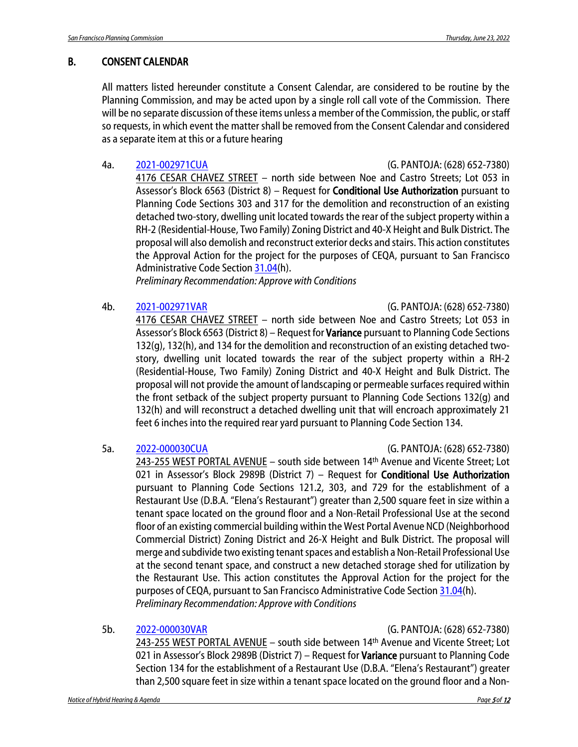## B. CONSENT CALENDAR

All matters listed hereunder constitute a Consent Calendar, are considered to be routine by the Planning Commission, and may be acted upon by a single roll call vote of the Commission. There will be no separate discussion of these items unless a member of the Commission, the public, or staff so requests, in which event the matter shall be removed from the Consent Calendar and considered as a separate item at this or a future hearing

4a. 2021-002971CUA (G. PANTOJA: (628) 652-7380)
4176 CESAR CHAVEZ STREET – north side between Noe and Castro Streets; Lot 053 in Assessor's Block 6563 (District 8) – Request for **Conditional Use Authorization** pursuant to Planning Code Sections 303 and 317 for the demolition and reconstruction of an existing detached two-story, dwelling unit located towards the rear of the subject property within a RH-2 (Residential-House, Two Family) Zoning District and 40-X Height and Bulk District. The proposal will also demolish and reconstruct exterior decks and stairs. This action constitutes the Approval Action for the project for the purposes of CEQA, pursuant to San Francisco Administrative Code Section 31.04(h).
*Preliminary Recommendation: Approve with Conditions*

4b. 2021-002971VAR (G. PANTOJA: (628) 652-7380)
4176 CESAR CHAVEZ STREET – north side between Noe and Castro Streets; Lot 053 in Assessor's Block 6563 (District 8) – Request for **Variance** pursuant to Planning Code Sections 132(g), 132(h), and 134 for the demolition and reconstruction of an existing detached two-story, dwelling unit located towards the rear of the subject property within a RH-2 (Residential-House, Two Family) Zoning District and 40-X Height and Bulk District. The proposal will not provide the amount of landscaping or permeable surfaces required within the front setback of the subject property pursuant to Planning Code Sections 132(g) and 132(h) and will reconstruct a detached dwelling unit that will encroach approximately 21 feet 6 inches into the required rear yard pursuant to Planning Code Section 134.

5a. 2022-000030CUA (G. PANTOJA: (628) 652-7380)
243-255 WEST PORTAL AVENUE – south side between 14th Avenue and Vicente Street; Lot 021 in Assessor's Block 2989B (District 7) – Request for **Conditional Use Authorization** pursuant to Planning Code Sections 121.2, 303, and 729 for the establishment of a Restaurant Use (D.B.A. "Elena's Restaurant") greater than 2,500 square feet in size within a tenant space located on the ground floor and a Non-Retail Professional Use at the second floor of an existing commercial building within the West Portal Avenue NCD (Neighborhood Commercial District) Zoning District and 26-X Height and Bulk District. The proposal will merge and subdivide two existing tenant spaces and establish a Non-Retail Professional Use at the second tenant space, and construct a new detached storage shed for utilization by the Restaurant Use. This action constitutes the Approval Action for the project for the purposes of CEQA, pursuant to San Francisco Administrative Code Section 31.04(h).
*Preliminary Recommendation: Approve with Conditions*

5b. 2022-000030VAR (G. PANTOJA: (628) 652-7380)
243-255 WEST PORTAL AVENUE – south side between 14th Avenue and Vicente Street; Lot 021 in Assessor's Block 2989B (District 7) – Request for **Variance** pursuant to Planning Code Section 134 for the establishment of a Restaurant Use (D.B.A. "Elena's Restaurant") greater than 2,500 square feet in size within a tenant space located on the ground floor and a Non-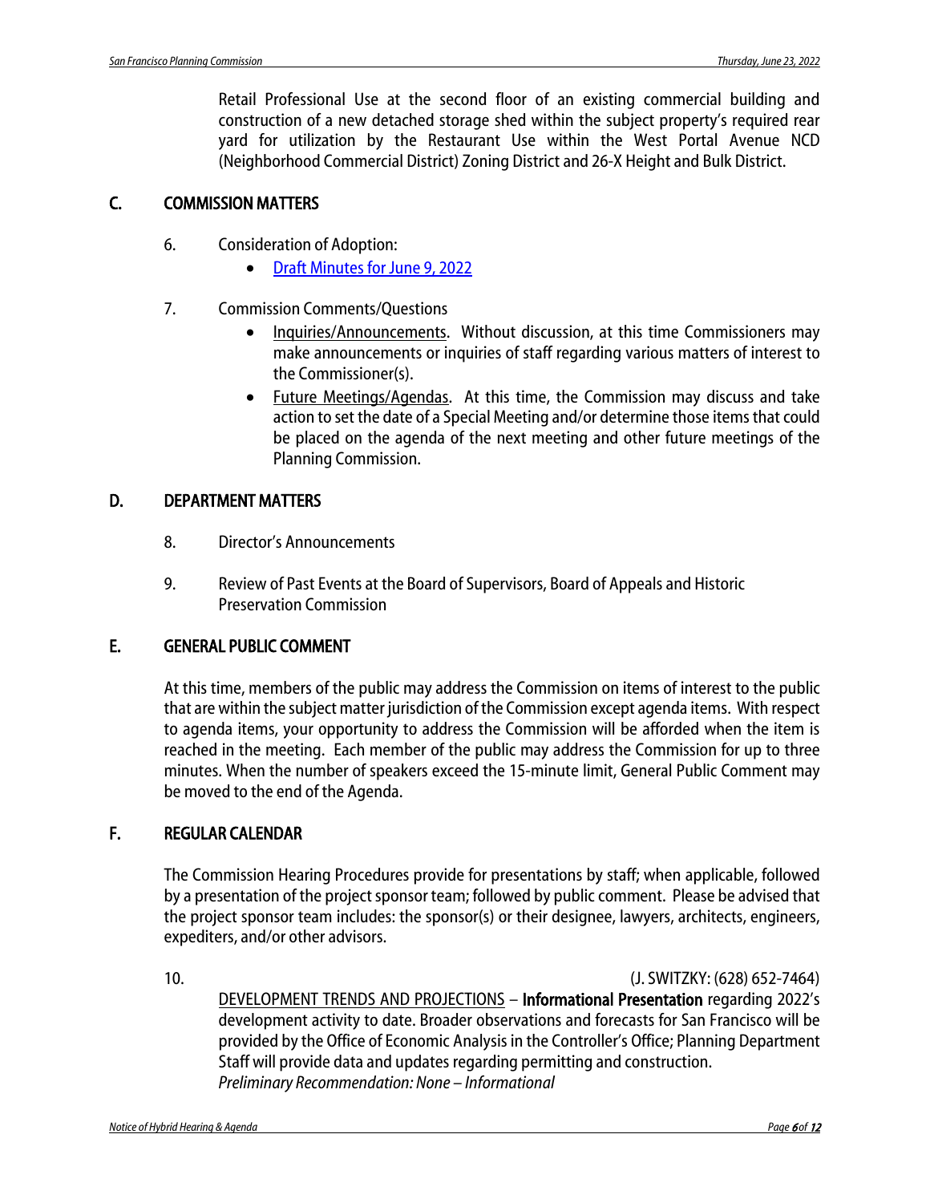Retail Professional Use at the second floor of an existing commercial building and construction of a new detached storage shed within the subject property's required rear yard for utilization by the Restaurant Use within the West Portal Avenue NCD (Neighborhood Commercial District) Zoning District and 26-X Height and Bulk District.

## C. COMMISSION MATTERS

6. Consideration of Adoption:
   - Draft Minutes for June 9, 2022

7. Commission Comments/Questions
   - Inquiries/Announcements. Without discussion, at this time Commissioners may make announcements or inquiries of staff regarding various matters of interest to the Commissioner(s).
   - Future Meetings/Agendas. At this time, the Commission may discuss and take action to set the date of a Special Meeting and/or determine those items that could be placed on the agenda of the next meeting and other future meetings of the Planning Commission.

## D. DEPARTMENT MATTERS

8. Director's Announcements

9. Review of Past Events at the Board of Supervisors, Board of Appeals and Historic Preservation Commission

## E. GENERAL PUBLIC COMMENT

At this time, members of the public may address the Commission on items of interest to the public that are within the subject matter jurisdiction of the Commission except agenda items. With respect to agenda items, your opportunity to address the Commission will be afforded when the item is reached in the meeting. Each member of the public may address the Commission for up to three minutes. When the number of speakers exceed the 15-minute limit, General Public Comment may be moved to the end of the Agenda.

## F. REGULAR CALENDAR

The Commission Hearing Procedures provide for presentations by staff; when applicable, followed by a presentation of the project sponsor team; followed by public comment. Please be advised that the project sponsor team includes: the sponsor(s) or their designee, lawyers, architects, engineers, expediters, and/or other advisors.

10. (J. SWITZKY: (628) 652-7464)
    DEVELOPMENT TRENDS AND PROJECTIONS – **Informational Presentation** regarding 2022's development activity to date. Broader observations and forecasts for San Francisco will be provided by the Office of Economic Analysis in the Controller's Office; Planning Department Staff will provide data and updates regarding permitting and construction.
    *Preliminary Recommendation: None – Informational*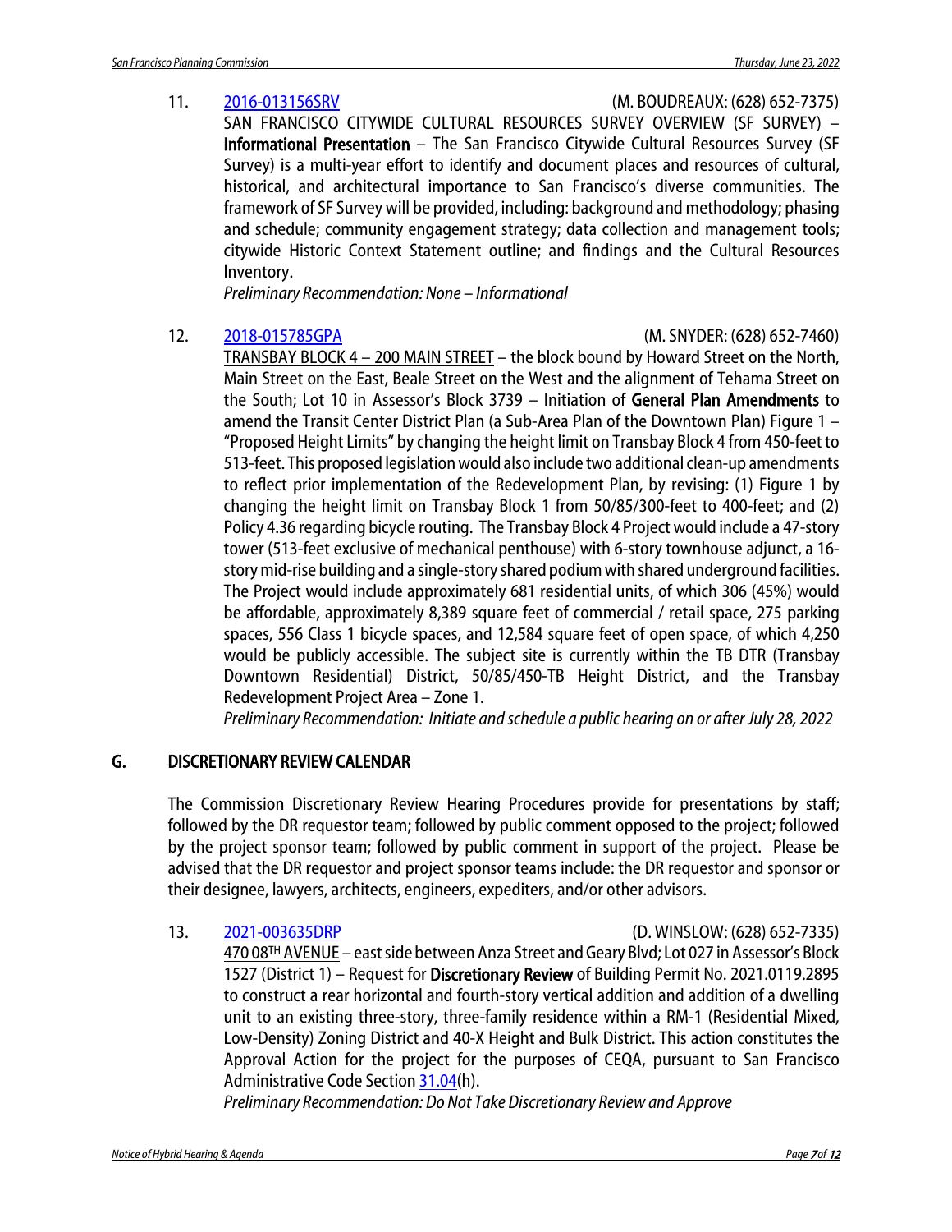11. [2016-013156SRV](#) (M. BOUDREAUX: (628) 652-7375)
SAN FRANCISCO CITYWIDE CULTURAL RESOURCES SURVEY OVERVIEW (SF SURVEY) – **Informational Presentation** – The San Francisco Citywide Cultural Resources Survey (SF Survey) is a multi-year effort to identify and document places and resources of cultural, historical, and architectural importance to San Francisco's diverse communities. The framework of SF Survey will be provided, including: background and methodology; phasing and schedule; community engagement strategy; data collection and management tools; citywide Historic Context Statement outline; and findings and the Cultural Resources Inventory.
*Preliminary Recommendation: None – Informational*

12. [2018-015785GPA](#) (M. SNYDER: (628) 652-7460)
TRANSBAY BLOCK 4 – 200 MAIN STREET – the block bound by Howard Street on the North, Main Street on the East, Beale Street on the West and the alignment of Tehama Street on the South; Lot 10 in Assessor's Block 3739 – Initiation of **General Plan Amendments** to amend the Transit Center District Plan (a Sub-Area Plan of the Downtown Plan) Figure 1 – "Proposed Height Limits" by changing the height limit on Transbay Block 4 from 450-feet to 513-feet. This proposed legislation would also include two additional clean-up amendments to reflect prior implementation of the Redevelopment Plan, by revising: (1) Figure 1 by changing the height limit on Transbay Block 1 from 50/85/300-feet to 400-feet; and (2) Policy 4.36 regarding bicycle routing. The Transbay Block 4 Project would include a 47-story tower (513-feet exclusive of mechanical penthouse) with 6-story townhouse adjunct, a 16-story mid-rise building and a single-story shared podium with shared underground facilities. The Project would include approximately 681 residential units, of which 306 (45%) would be affordable, approximately 8,389 square feet of commercial / retail space, 275 parking spaces, 556 Class 1 bicycle spaces, and 12,584 square feet of open space, of which 4,250 would be publicly accessible. The subject site is currently within the TB DTR (Transbay Downtown Residential) District, 50/85/450-TB Height District, and the Transbay Redevelopment Project Area – Zone 1.
*Preliminary Recommendation: Initiate and schedule a public hearing on or after July 28, 2022*

## G. DISCRETIONARY REVIEW CALENDAR

The Commission Discretionary Review Hearing Procedures provide for presentations by staff; followed by the DR requestor team; followed by public comment opposed to the project; followed by the project sponsor team; followed by public comment in support of the project. Please be advised that the DR requestor and project sponsor teams include: the DR requestor and sponsor or their designee, lawyers, architects, engineers, expediters, and/or other advisors.

13. [2021-003635DRP](#) (D. WINSLOW: (628) 652-7335)
470 08TH AVENUE – east side between Anza Street and Geary Blvd; Lot 027 in Assessor's Block 1527 (District 1) – Request for **Discretionary Review** of Building Permit No. 2021.0119.2895 to construct a rear horizontal and fourth-story vertical addition and addition of a dwelling unit to an existing three-story, three-family residence within a RM-1 (Residential Mixed, Low-Density) Zoning District and 40-X Height and Bulk District. This action constitutes the Approval Action for the project for the purposes of CEQA, pursuant to San Francisco Administrative Code Section [31.04](#)(h).
*Preliminary Recommendation: Do Not Take Discretionary Review and Approve*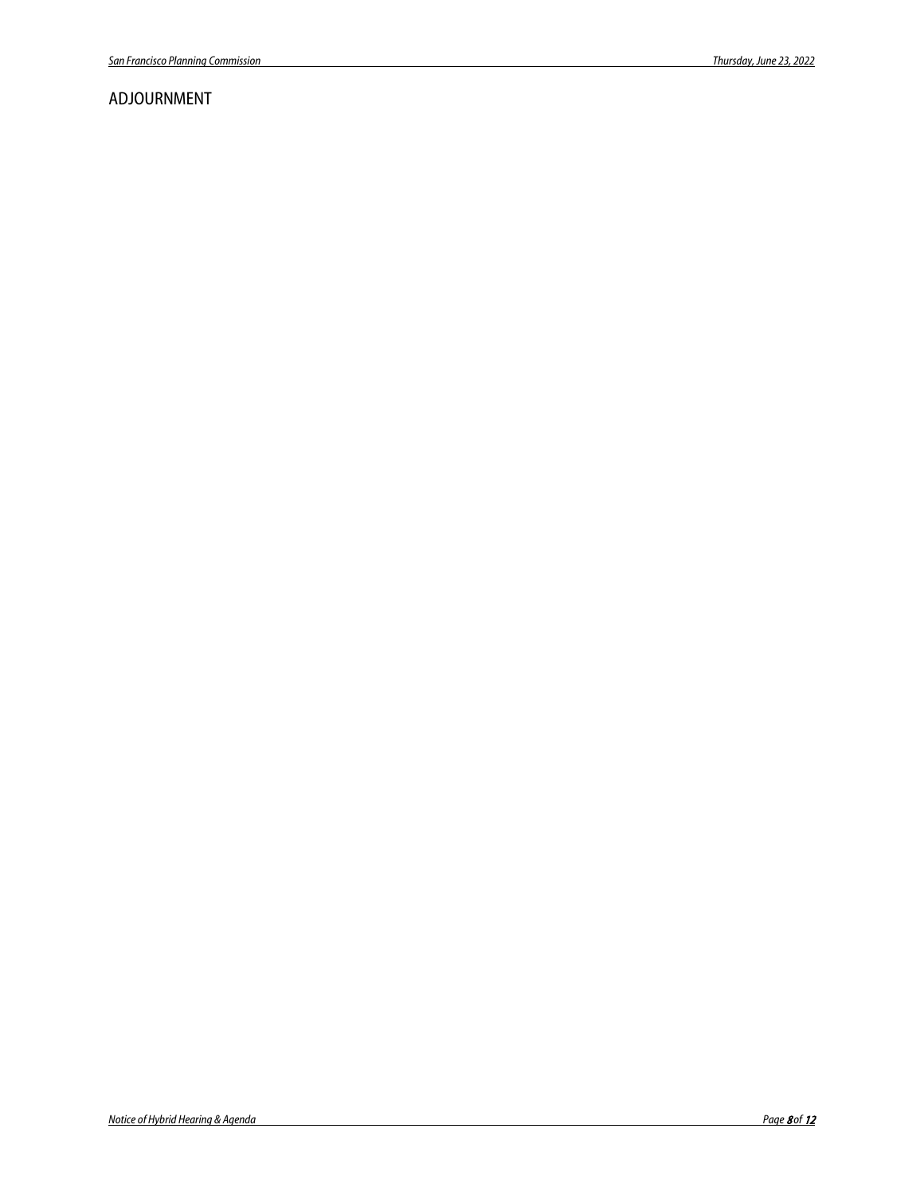## ADJOURNMENT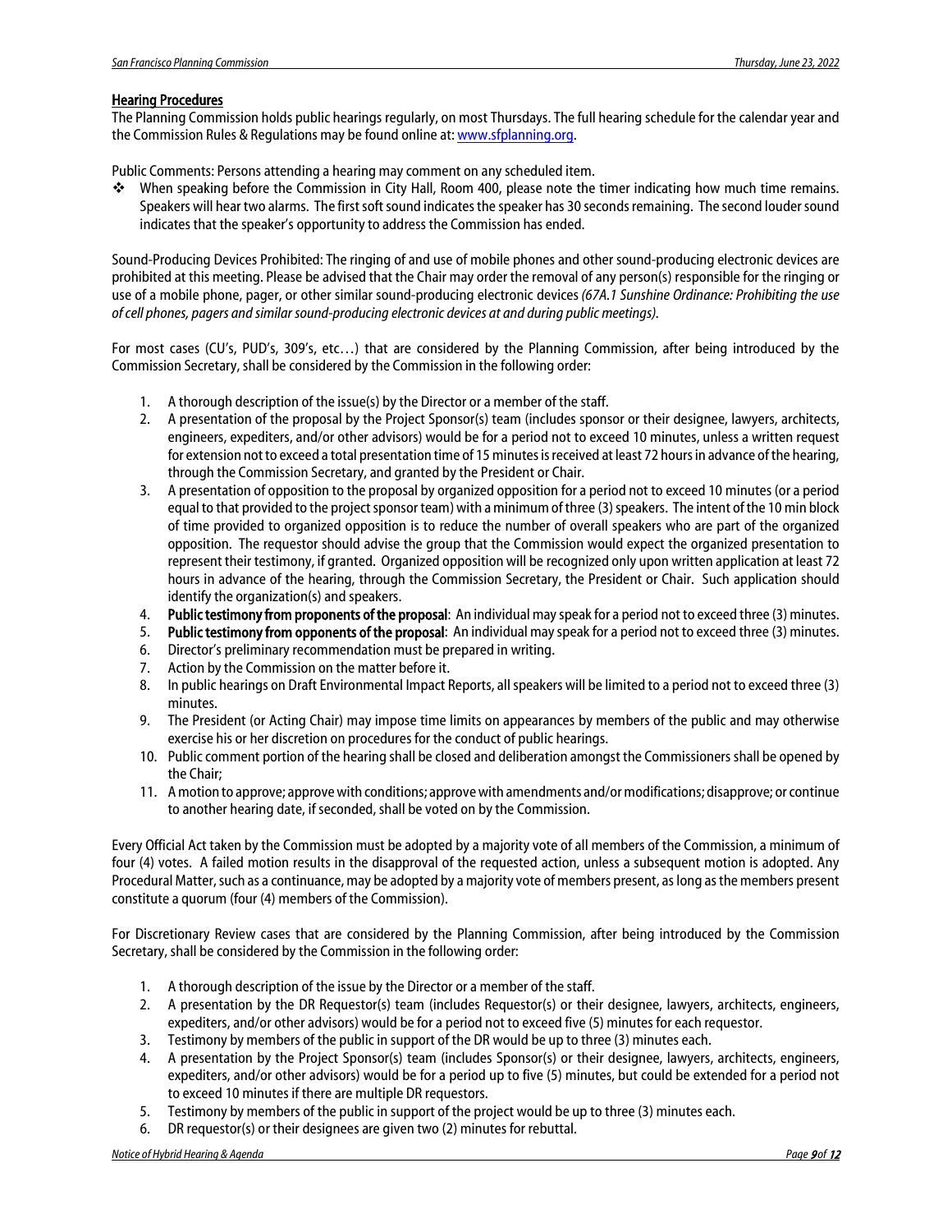## Hearing Procedures

The Planning Commission holds public hearings regularly, on most Thursdays. The full hearing schedule for the calendar year and the Commission Rules & Regulations may be found online at: www.sfplanning.org.

Public Comments: Persons attending a hearing may comment on any scheduled item.

- ❖ When speaking before the Commission in City Hall, Room 400, please note the timer indicating how much time remains. Speakers will hear two alarms. The first soft sound indicates the speaker has 30 seconds remaining. The second louder sound indicates that the speaker's opportunity to address the Commission has ended.

Sound-Producing Devices Prohibited: The ringing of and use of mobile phones and other sound-producing electronic devices are prohibited at this meeting. Please be advised that the Chair may order the removal of any person(s) responsible for the ringing or use of a mobile phone, pager, or other similar sound-producing electronic devices *(67A.1 Sunshine Ordinance: Prohibiting the use of cell phones, pagers and similar sound-producing electronic devices at and during public meetings).*

For most cases (CU's, PUD's, 309's, etc…) that are considered by the Planning Commission, after being introduced by the Commission Secretary, shall be considered by the Commission in the following order:

1. A thorough description of the issue(s) by the Director or a member of the staff.
2. A presentation of the proposal by the Project Sponsor(s) team (includes sponsor or their designee, lawyers, architects, engineers, expediters, and/or other advisors) would be for a period not to exceed 10 minutes, unless a written request for extension not to exceed a total presentation time of 15 minutes is received at least 72 hours in advance of the hearing, through the Commission Secretary, and granted by the President or Chair.
3. A presentation of opposition to the proposal by organized opposition for a period not to exceed 10 minutes (or a period equal to that provided to the project sponsor team) with a minimum of three (3) speakers. The intent of the 10 min block of time provided to organized opposition is to reduce the number of overall speakers who are part of the organized opposition. The requestor should advise the group that the Commission would expect the organized presentation to represent their testimony, if granted. Organized opposition will be recognized only upon written application at least 72 hours in advance of the hearing, through the Commission Secretary, the President or Chair. Such application should identify the organization(s) and speakers.
4. **Public testimony from proponents of the proposal**: An individual may speak for a period not to exceed three (3) minutes.
5. **Public testimony from opponents of the proposal**: An individual may speak for a period not to exceed three (3) minutes.
6. Director's preliminary recommendation must be prepared in writing.
7. Action by the Commission on the matter before it.
8. In public hearings on Draft Environmental Impact Reports, all speakers will be limited to a period not to exceed three (3) minutes.
9. The President (or Acting Chair) may impose time limits on appearances by members of the public and may otherwise exercise his or her discretion on procedures for the conduct of public hearings.
10. Public comment portion of the hearing shall be closed and deliberation amongst the Commissioners shall be opened by the Chair;
11. A motion to approve; approve with conditions; approve with amendments and/or modifications; disapprove; or continue to another hearing date, if seconded, shall be voted on by the Commission.

Every Official Act taken by the Commission must be adopted by a majority vote of all members of the Commission, a minimum of four (4) votes. A failed motion results in the disapproval of the requested action, unless a subsequent motion is adopted. Any Procedural Matter, such as a continuance, may be adopted by a majority vote of members present, as long as the members present constitute a quorum (four (4) members of the Commission).

For Discretionary Review cases that are considered by the Planning Commission, after being introduced by the Commission Secretary, shall be considered by the Commission in the following order:

1. A thorough description of the issue by the Director or a member of the staff.
2. A presentation by the DR Requestor(s) team (includes Requestor(s) or their designee, lawyers, architects, engineers, expediters, and/or other advisors) would be for a period not to exceed five (5) minutes for each requestor.
3. Testimony by members of the public in support of the DR would be up to three (3) minutes each.
4. A presentation by the Project Sponsor(s) team (includes Sponsor(s) or their designee, lawyers, architects, engineers, expediters, and/or other advisors) would be for a period up to five (5) minutes, but could be extended for a period not to exceed 10 minutes if there are multiple DR requestors.
5. Testimony by members of the public in support of the project would be up to three (3) minutes each.
6. DR requestor(s) or their designees are given two (2) minutes for rebuttal.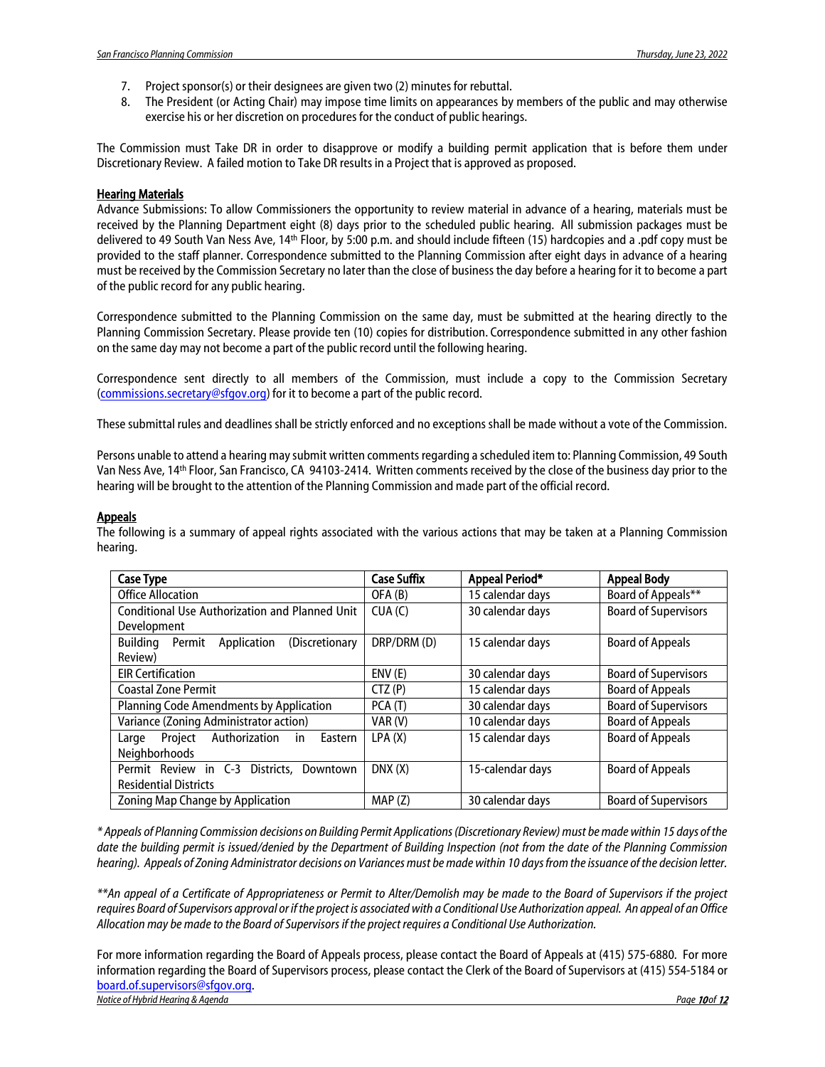7. Project sponsor(s) or their designees are given two (2) minutes for rebuttal.
8. The President (or Acting Chair) may impose time limits on appearances by members of the public and may otherwise exercise his or her discretion on procedures for the conduct of public hearings.

The Commission must Take DR in order to disapprove or modify a building permit application that is before them under Discretionary Review. A failed motion to Take DR results in a Project that is approved as proposed.

## Hearing Materials

Advance Submissions: To allow Commissioners the opportunity to review material in advance of a hearing, materials must be received by the Planning Department eight (8) days prior to the scheduled public hearing. All submission packages must be delivered to 49 South Van Ness Ave, 14th Floor, by 5:00 p.m. and should include fifteen (15) hardcopies and a .pdf copy must be provided to the staff planner. Correspondence submitted to the Planning Commission after eight days in advance of a hearing must be received by the Commission Secretary no later than the close of business the day before a hearing for it to become a part of the public record for any public hearing.

Correspondence submitted to the Planning Commission on the same day, must be submitted at the hearing directly to the Planning Commission Secretary. Please provide ten (10) copies for distribution. Correspondence submitted in any other fashion on the same day may not become a part of the public record until the following hearing.

Correspondence sent directly to all members of the Commission, must include a copy to the Commission Secretary (commissions.secretary@sfgov.org) for it to become a part of the public record.

These submittal rules and deadlines shall be strictly enforced and no exceptions shall be made without a vote of the Commission.

Persons unable to attend a hearing may submit written comments regarding a scheduled item to: Planning Commission, 49 South Van Ness Ave, 14th Floor, San Francisco, CA 94103-2414. Written comments received by the close of the business day prior to the hearing will be brought to the attention of the Planning Commission and made part of the official record.

## Appeals

The following is a summary of appeal rights associated with the various actions that may be taken at a Planning Commission hearing.

| Case Type | Case Suffix | Appeal Period* | Appeal Body |
|---|---|---|---|
| Office Allocation | OFA (B) | 15 calendar days | Board of Appeals** |
| Conditional Use Authorization and Planned Unit Development | CUA (C) | 30 calendar days | Board of Supervisors |
| Building Permit Application (Discretionary Review) | DRP/DRM (D) | 15 calendar days | Board of Appeals |
| EIR Certification | ENV (E) | 30 calendar days | Board of Supervisors |
| Coastal Zone Permit | CTZ (P) | 15 calendar days | Board of Appeals |
| Planning Code Amendments by Application | PCA (T) | 30 calendar days | Board of Supervisors |
| Variance (Zoning Administrator action) | VAR (V) | 10 calendar days | Board of Appeals |
| Large Project Authorization in Eastern Neighborhoods | LPA (X) | 15 calendar days | Board of Appeals |
| Permit Review in C-3 Districts, Downtown Residential Districts | DNX (X) | 15-calendar days | Board of Appeals |
| Zoning Map Change by Application | MAP (Z) | 30 calendar days | Board of Supervisors |

*\* Appeals of Planning Commission decisions on Building Permit Applications (Discretionary Review) must be made within 15 days of the date the building permit is issued/denied by the Department of Building Inspection (not from the date of the Planning Commission hearing). Appeals of Zoning Administrator decisions on Variances must be made within 10 days from the issuance of the decision letter.*

*\*\*An appeal of a Certificate of Appropriateness or Permit to Alter/Demolish may be made to the Board of Supervisors if the project requires Board of Supervisors approval or if the project is associated with a Conditional Use Authorization appeal. An appeal of an Office Allocation may be made to the Board of Supervisors if the project requires a Conditional Use Authorization.*

For more information regarding the Board of Appeals process, please contact the Board of Appeals at (415) 575-6880. For more information regarding the Board of Supervisors process, please contact the Clerk of the Board of Supervisors at (415) 554-5184 or board.of.supervisors@sfgov.org.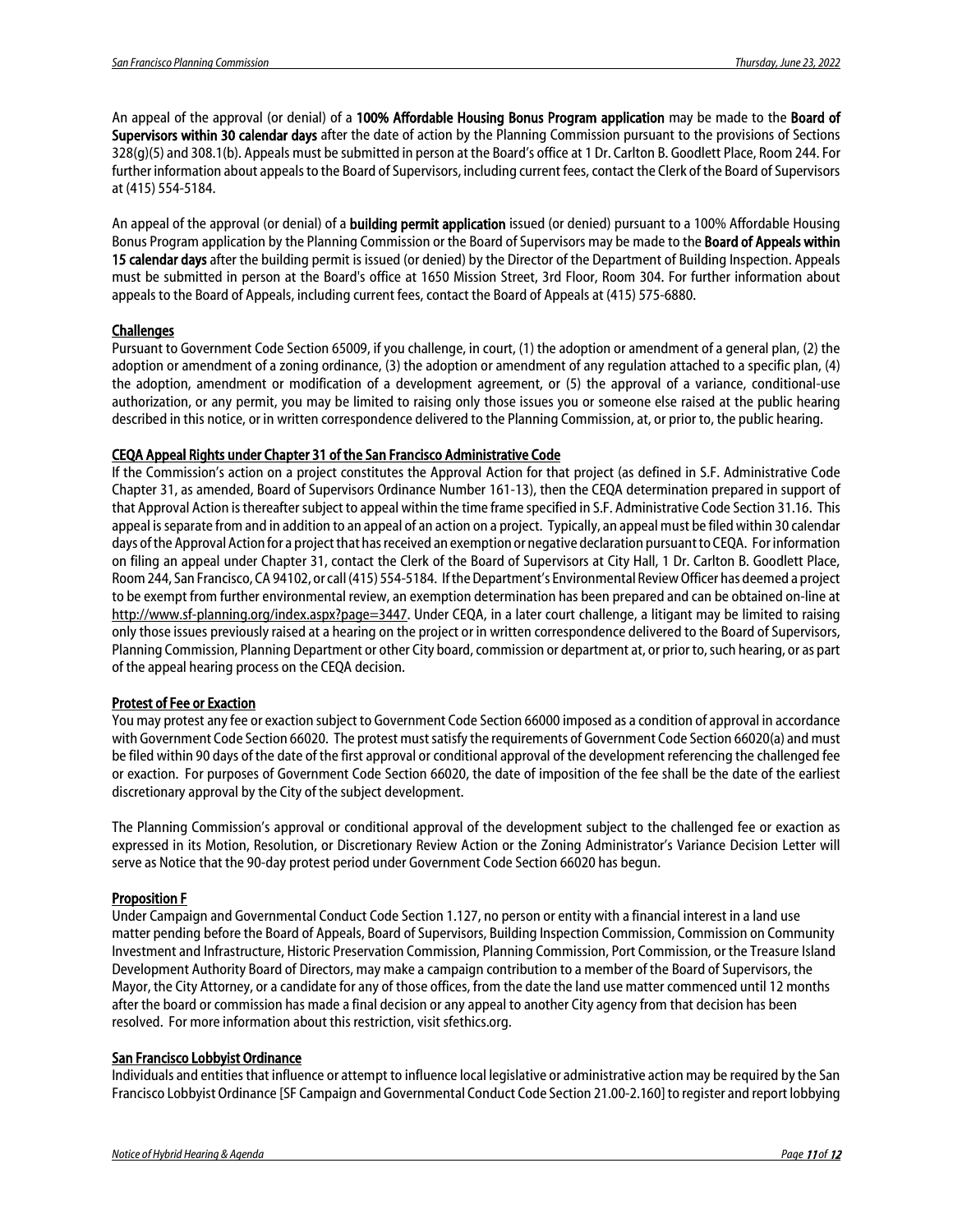An appeal of the approval (or denial) of a **100% Affordable Housing Bonus Program application** may be made to the **Board of Supervisors within 30 calendar days** after the date of action by the Planning Commission pursuant to the provisions of Sections 328(g)(5) and 308.1(b). Appeals must be submitted in person at the Board's office at 1 Dr. Carlton B. Goodlett Place, Room 244. For further information about appeals to the Board of Supervisors, including current fees, contact the Clerk of the Board of Supervisors at (415) 554-5184.

An appeal of the approval (or denial) of a **building permit application** issued (or denied) pursuant to a 100% Affordable Housing Bonus Program application by the Planning Commission or the Board of Supervisors may be made to the **Board of Appeals within 15 calendar days** after the building permit is issued (or denied) by the Director of the Department of Building Inspection. Appeals must be submitted in person at the Board's office at 1650 Mission Street, 3rd Floor, Room 304. For further information about appeals to the Board of Appeals, including current fees, contact the Board of Appeals at (415) 575-6880.

## Challenges

Pursuant to Government Code Section 65009, if you challenge, in court, (1) the adoption or amendment of a general plan, (2) the adoption or amendment of a zoning ordinance, (3) the adoption or amendment of any regulation attached to a specific plan, (4) the adoption, amendment or modification of a development agreement, or (5) the approval of a variance, conditional-use authorization, or any permit, you may be limited to raising only those issues you or someone else raised at the public hearing described in this notice, or in written correspondence delivered to the Planning Commission, at, or prior to, the public hearing.

## CEQA Appeal Rights under Chapter 31 of the San Francisco Administrative Code

If the Commission's action on a project constitutes the Approval Action for that project (as defined in S.F. Administrative Code Chapter 31, as amended, Board of Supervisors Ordinance Number 161-13), then the CEQA determination prepared in support of that Approval Action is thereafter subject to appeal within the time frame specified in S.F. Administrative Code Section 31.16. This appeal is separate from and in addition to an appeal of an action on a project. Typically, an appeal must be filed within 30 calendar days of the Approval Action for a project that has received an exemption or negative declaration pursuant to CEQA. For information on filing an appeal under Chapter 31, contact the Clerk of the Board of Supervisors at City Hall, 1 Dr. Carlton B. Goodlett Place, Room 244, San Francisco, CA 94102, or call (415) 554-5184. If the Department's Environmental Review Officer has deemed a project to be exempt from further environmental review, an exemption determination has been prepared and can be obtained on-line at http://www.sf-planning.org/index.aspx?page=3447. Under CEQA, in a later court challenge, a litigant may be limited to raising only those issues previously raised at a hearing on the project or in written correspondence delivered to the Board of Supervisors, Planning Commission, Planning Department or other City board, commission or department at, or prior to, such hearing, or as part of the appeal hearing process on the CEQA decision.

## Protest of Fee or Exaction

You may protest any fee or exaction subject to Government Code Section 66000 imposed as a condition of approval in accordance with Government Code Section 66020. The protest must satisfy the requirements of Government Code Section 66020(a) and must be filed within 90 days of the date of the first approval or conditional approval of the development referencing the challenged fee or exaction. For purposes of Government Code Section 66020, the date of imposition of the fee shall be the date of the earliest discretionary approval by the City of the subject development.

The Planning Commission's approval or conditional approval of the development subject to the challenged fee or exaction as expressed in its Motion, Resolution, or Discretionary Review Action or the Zoning Administrator's Variance Decision Letter will serve as Notice that the 90-day protest period under Government Code Section 66020 has begun.

## Proposition F

Under Campaign and Governmental Conduct Code Section 1.127, no person or entity with a financial interest in a land use matter pending before the Board of Appeals, Board of Supervisors, Building Inspection Commission, Commission on Community Investment and Infrastructure, Historic Preservation Commission, Planning Commission, Port Commission, or the Treasure Island Development Authority Board of Directors, may make a campaign contribution to a member of the Board of Supervisors, the Mayor, the City Attorney, or a candidate for any of those offices, from the date the land use matter commenced until 12 months after the board or commission has made a final decision or any appeal to another City agency from that decision has been resolved. For more information about this restriction, visit sfethics.org.

## San Francisco Lobbyist Ordinance

Individuals and entities that influence or attempt to influence local legislative or administrative action may be required by the San Francisco Lobbyist Ordinance [SF Campaign and Governmental Conduct Code Section 21.00-2.160] to register and report lobbying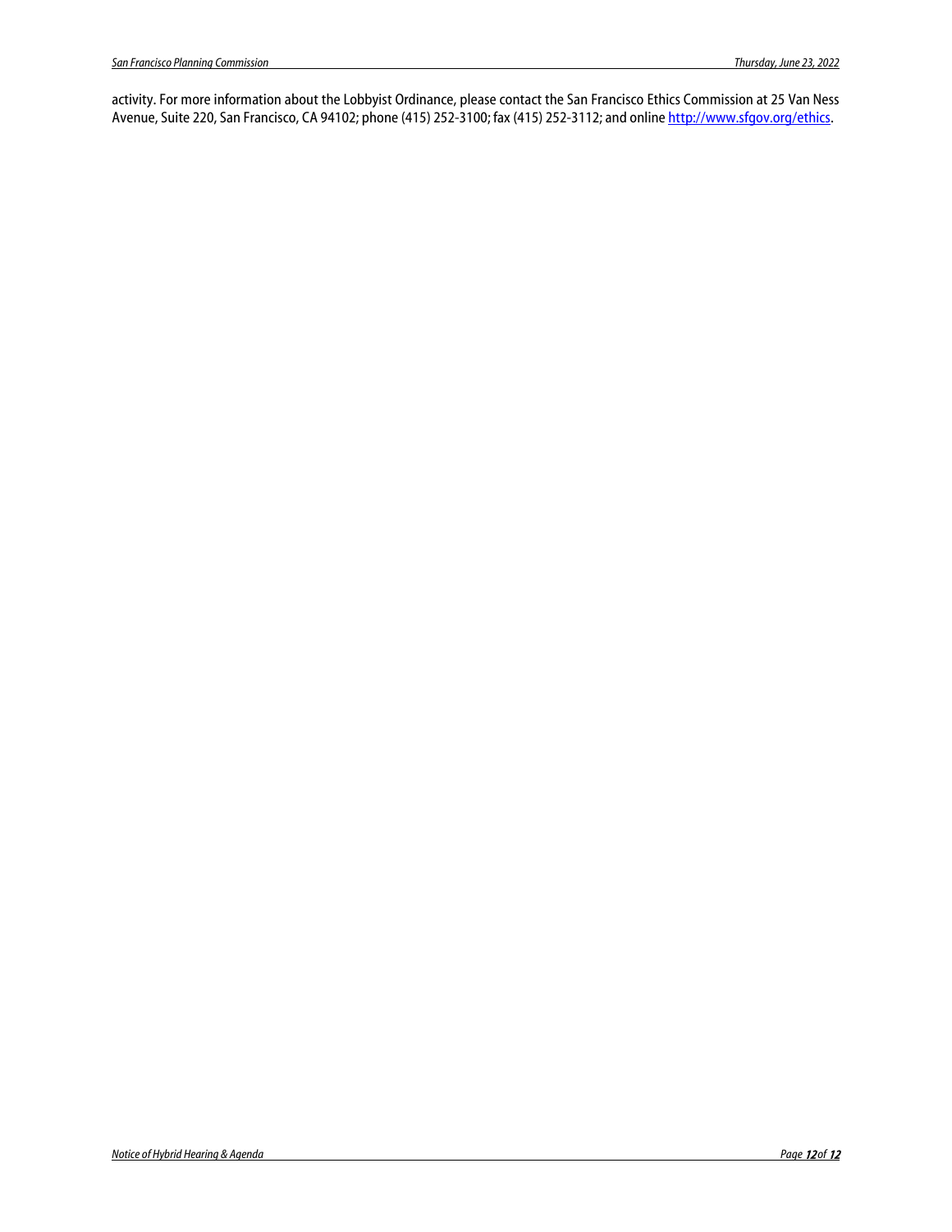activity. For more information about the Lobbyist Ordinance, please contact the San Francisco Ethics Commission at 25 Van Ness Avenue, Suite 220, San Francisco, CA 94102; phone (415) 252-3100; fax (415) 252-3112; and online http://www.sfgov.org/ethics.